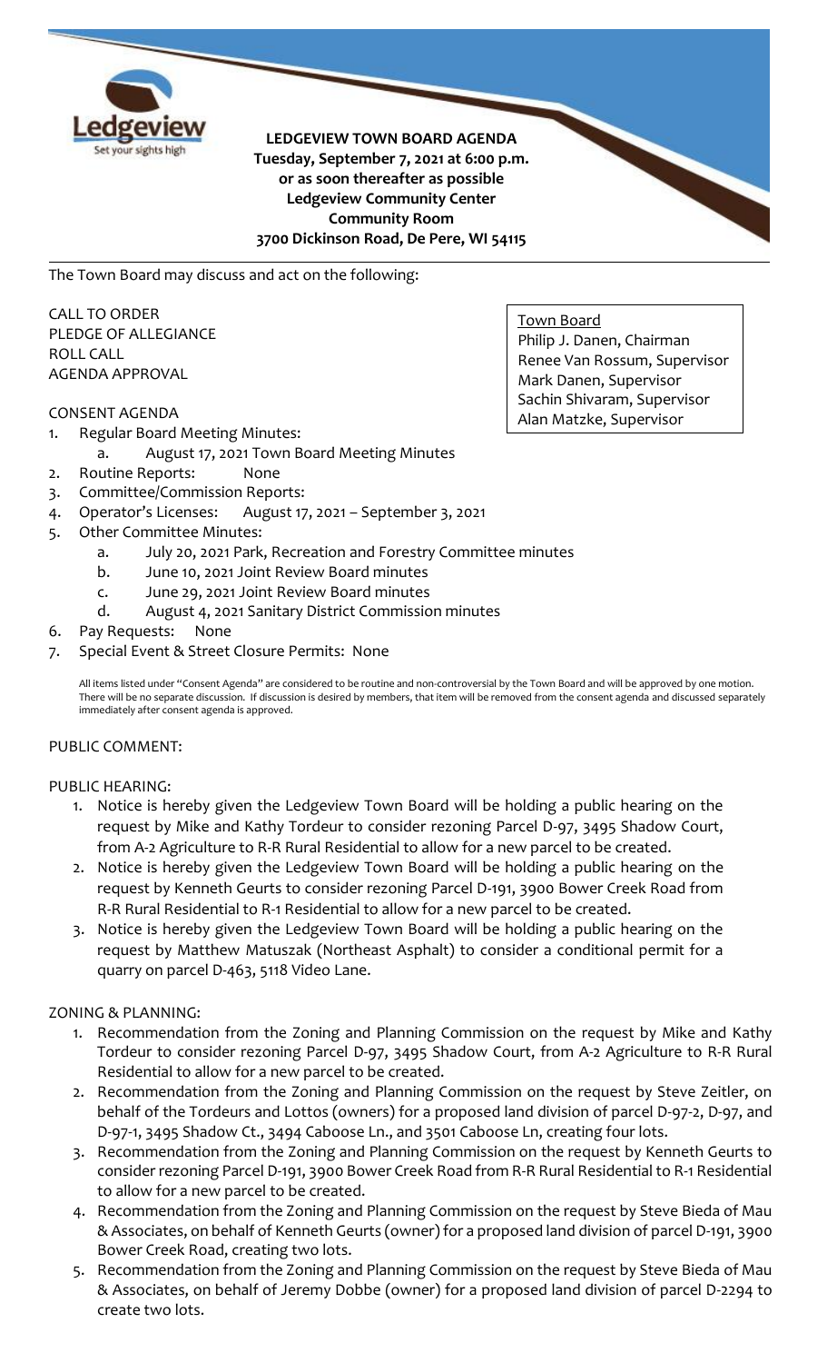# LEDGEVIEW TOWN BOARD AGENDA

**Tuesday, September 7, 2021 at 6:00 p.m.**
**or as soon thereafter as possible**
**Ledgeview Community Center**
**Community Room**
**3700 Dickinson Road, De Pere, WI 54115**

The Town Board may discuss and act on the following:

Town Board
Philip J. Danen, Chairman
Renee Van Rossum, Supervisor
Mark Danen, Supervisor
Sachin Shivaram, Supervisor
Alan Matzke, Supervisor

CALL TO ORDER
PLEDGE OF ALLEGIANCE
ROLL CALL
AGENDA APPROVAL

CONSENT AGENDA

1. Regular Board Meeting Minutes:
   a. August 17, 2021 Town Board Meeting Minutes
2. Routine Reports: None
3. Committee/Commission Reports:
4. Operator's Licenses: August 17, 2021 – September 3, 2021
5. Other Committee Minutes:
   a. July 20, 2021 Park, Recreation and Forestry Committee minutes
   b. June 10, 2021 Joint Review Board minutes
   c. June 29, 2021 Joint Review Board minutes
   d. August 4, 2021 Sanitary District Commission minutes
6. Pay Requests: None
7. Special Event & Street Closure Permits: None

All items listed under "Consent Agenda" are considered to be routine and non-controversial by the Town Board and will be approved by one motion. There will be no separate discussion. If discussion is desired by members, that item will be removed from the consent agenda and discussed separately immediately after consent agenda is approved.

PUBLIC COMMENT:

PUBLIC HEARING:

1. Notice is hereby given the Ledgeview Town Board will be holding a public hearing on the request by Mike and Kathy Tordeur to consider rezoning Parcel D-97, 3495 Shadow Court, from A-2 Agriculture to R-R Rural Residential to allow for a new parcel to be created.
2. Notice is hereby given the Ledgeview Town Board will be holding a public hearing on the request by Kenneth Geurts to consider rezoning Parcel D-191, 3900 Bower Creek Road from R-R Rural Residential to R-1 Residential to allow for a new parcel to be created.
3. Notice is hereby given the Ledgeview Town Board will be holding a public hearing on the request by Matthew Matuszak (Northeast Asphalt) to consider a conditional permit for a quarry on parcel D-463, 5118 Video Lane.

ZONING & PLANNING:

1. Recommendation from the Zoning and Planning Commission on the request by Mike and Kathy Tordeur to consider rezoning Parcel D-97, 3495 Shadow Court, from A-2 Agriculture to R-R Rural Residential to allow for a new parcel to be created.
2. Recommendation from the Zoning and Planning Commission on the request by Steve Zeitler, on behalf of the Tordeurs and Lottos (owners) for a proposed land division of parcel D-97-2, D-97, and D-97-1, 3495 Shadow Ct., 3494 Caboose Ln., and 3501 Caboose Ln, creating four lots.
3. Recommendation from the Zoning and Planning Commission on the request by Kenneth Geurts to consider rezoning Parcel D-191, 3900 Bower Creek Road from R-R Rural Residential to R-1 Residential to allow for a new parcel to be created.
4. Recommendation from the Zoning and Planning Commission on the request by Steve Bieda of Mau & Associates, on behalf of Kenneth Geurts (owner) for a proposed land division of parcel D-191, 3900 Bower Creek Road, creating two lots.
5. Recommendation from the Zoning and Planning Commission on the request by Steve Bieda of Mau & Associates, on behalf of Jeremy Dobbe (owner) for a proposed land division of parcel D-2294 to create two lots.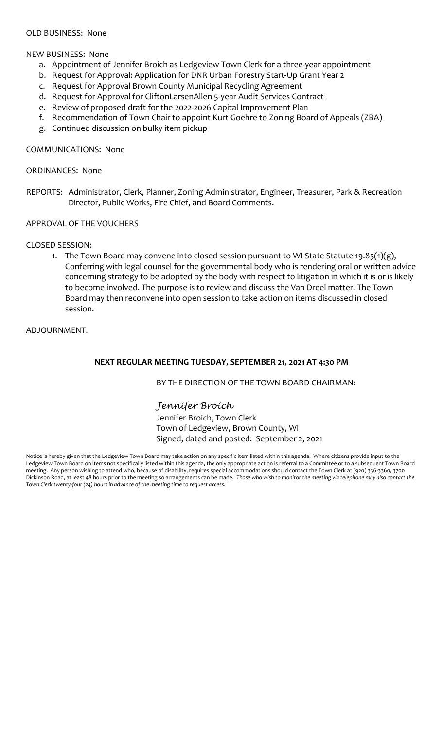OLD BUSINESS: None

NEW BUSINESS: None

a. Appointment of Jennifer Broich as Ledgeview Town Clerk for a three-year appointment
b. Request for Approval: Application for DNR Urban Forestry Start-Up Grant Year 2
c. Request for Approval Brown County Municipal Recycling Agreement
d. Request for Approval for CliftonLarsenAllen 5-year Audit Services Contract
e. Review of proposed draft for the 2022-2026 Capital Improvement Plan
f. Recommendation of Town Chair to appoint Kurt Goehre to Zoning Board of Appeals (ZBA)
g. Continued discussion on bulky item pickup

COMMUNICATIONS: None

ORDINANCES: None

REPORTS: Administrator, Clerk, Planner, Zoning Administrator, Engineer, Treasurer, Park & Recreation Director, Public Works, Fire Chief, and Board Comments.

APPROVAL OF THE VOUCHERS

CLOSED SESSION:

1. The Town Board may convene into closed session pursuant to WI State Statute 19.85(1)(g), Conferring with legal counsel for the governmental body who is rendering oral or written advice concerning strategy to be adopted by the body with respect to litigation in which it is or is likely to become involved. The purpose is to review and discuss the Van Dreel matter. The Town Board may then reconvene into open session to take action on items discussed in closed session.

ADJOURNMENT.

**NEXT REGULAR MEETING TUESDAY, SEPTEMBER 21, 2021 AT 4:30 PM**

BY THE DIRECTION OF THE TOWN BOARD CHAIRMAN:

*Jennifer Broich*

Jennifer Broich, Town Clerk
Town of Ledgeview, Brown County, WI
Signed, dated and posted: September 2, 2021

Notice is hereby given that the Ledgeview Town Board may take action on any specific item listed within this agenda. Where citizens provide input to the Ledgeview Town Board on items not specifically listed within this agenda, the only appropriate action is referral to a Committee or to a subsequent Town Board meeting. Any person wishing to attend who, because of disability, requires special accommodations should contact the Town Clerk at (920) 336-3360, 3700 Dickinson Road, at least 48 hours prior to the meeting so arrangements can be made. *Those who wish to monitor the meeting via telephone may also contact the Town Clerk twenty-four (24) hours in advance of the meeting time to request access.*